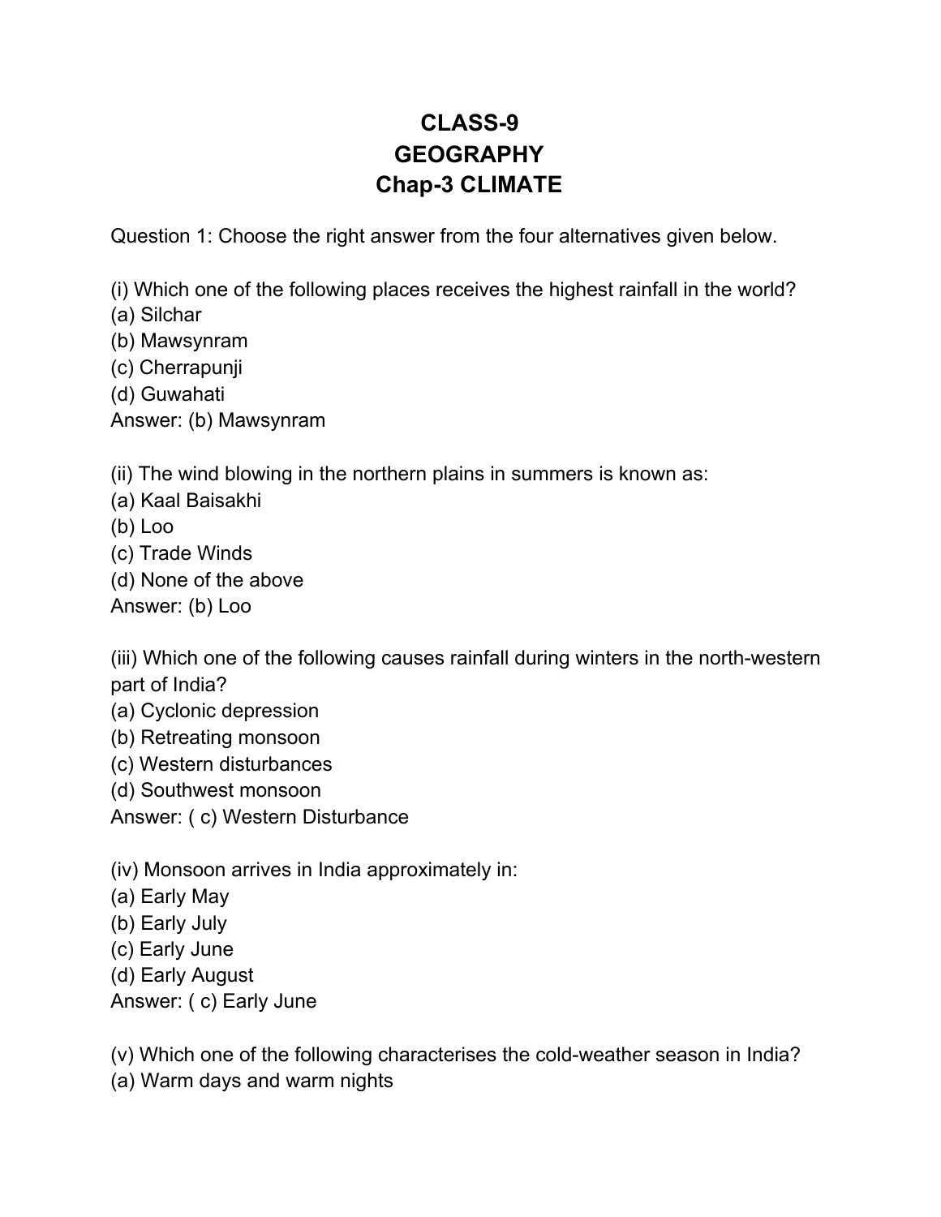# CLASS-9
# GEOGRAPHY
# Chap-3 CLIMATE

Question 1: Choose the right answer from the four alternatives given below.

(i) Which one of the following places receives the highest rainfall in the world?
(a) Silchar
(b) Mawsynram
(c) Cherrapunji
(d) Guwahati
Answer: (b) Mawsynram

(ii) The wind blowing in the northern plains in summers is known as:
(a) Kaal Baisakhi
(b) Loo
(c) Trade Winds
(d) None of the above
Answer: (b) Loo

(iii) Which one of the following causes rainfall during winters in the north-western part of India?
(a) Cyclonic depression
(b) Retreating monsoon
(c) Western disturbances
(d) Southwest monsoon
Answer: ( c) Western Disturbance

(iv) Monsoon arrives in India approximately in:
(a) Early May
(b) Early July
(c) Early June
(d) Early August
Answer: ( c) Early June

(v) Which one of the following characterises the cold-weather season in India?
(a) Warm days and warm nights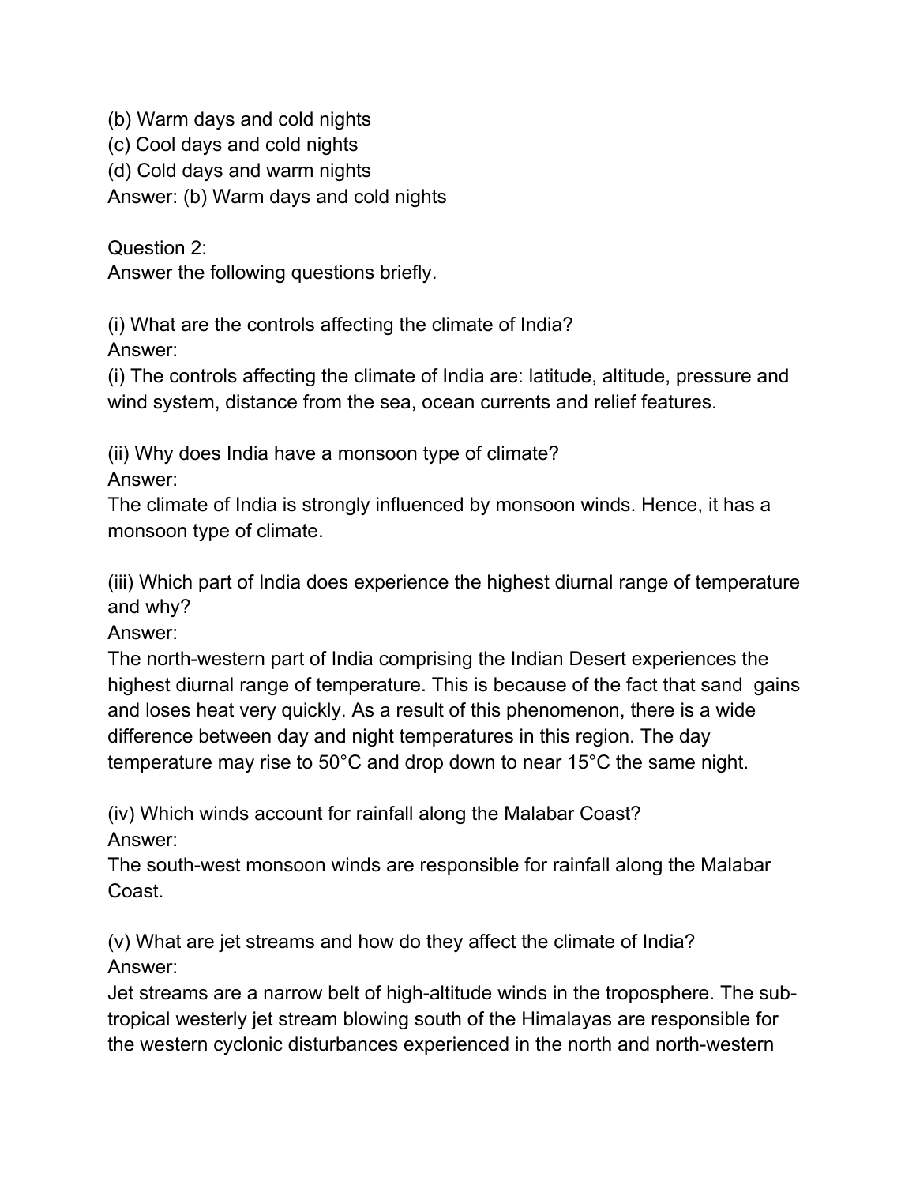(b) Warm days and cold nights
(c) Cool days and cold nights
(d) Cold days and warm nights
Answer: (b) Warm days and cold nights

Question 2:
Answer the following questions briefly.

(i) What are the controls affecting the climate of India?
Answer:
(i) The controls affecting the climate of India are: latitude, altitude, pressure and wind system, distance from the sea, ocean currents and relief features.

(ii) Why does India have a monsoon type of climate?
Answer:
The climate of India is strongly influenced by monsoon winds. Hence, it has a monsoon type of climate.

(iii) Which part of India does experience the highest diurnal range of temperature and why?
Answer:
The north-western part of India comprising the Indian Desert experiences the highest diurnal range of temperature. This is because of the fact that sand gains and loses heat very quickly. As a result of this phenomenon, there is a wide difference between day and night temperatures in this region. The day temperature may rise to 50°C and drop down to near 15°C the same night.

(iv) Which winds account for rainfall along the Malabar Coast?
Answer:
The south-west monsoon winds are responsible for rainfall along the Malabar Coast.

(v) What are jet streams and how do they affect the climate of India?
Answer:
Jet streams are a narrow belt of high-altitude winds in the troposphere. The sub-tropical westerly jet stream blowing south of the Himalayas are responsible for the western cyclonic disturbances experienced in the north and north-western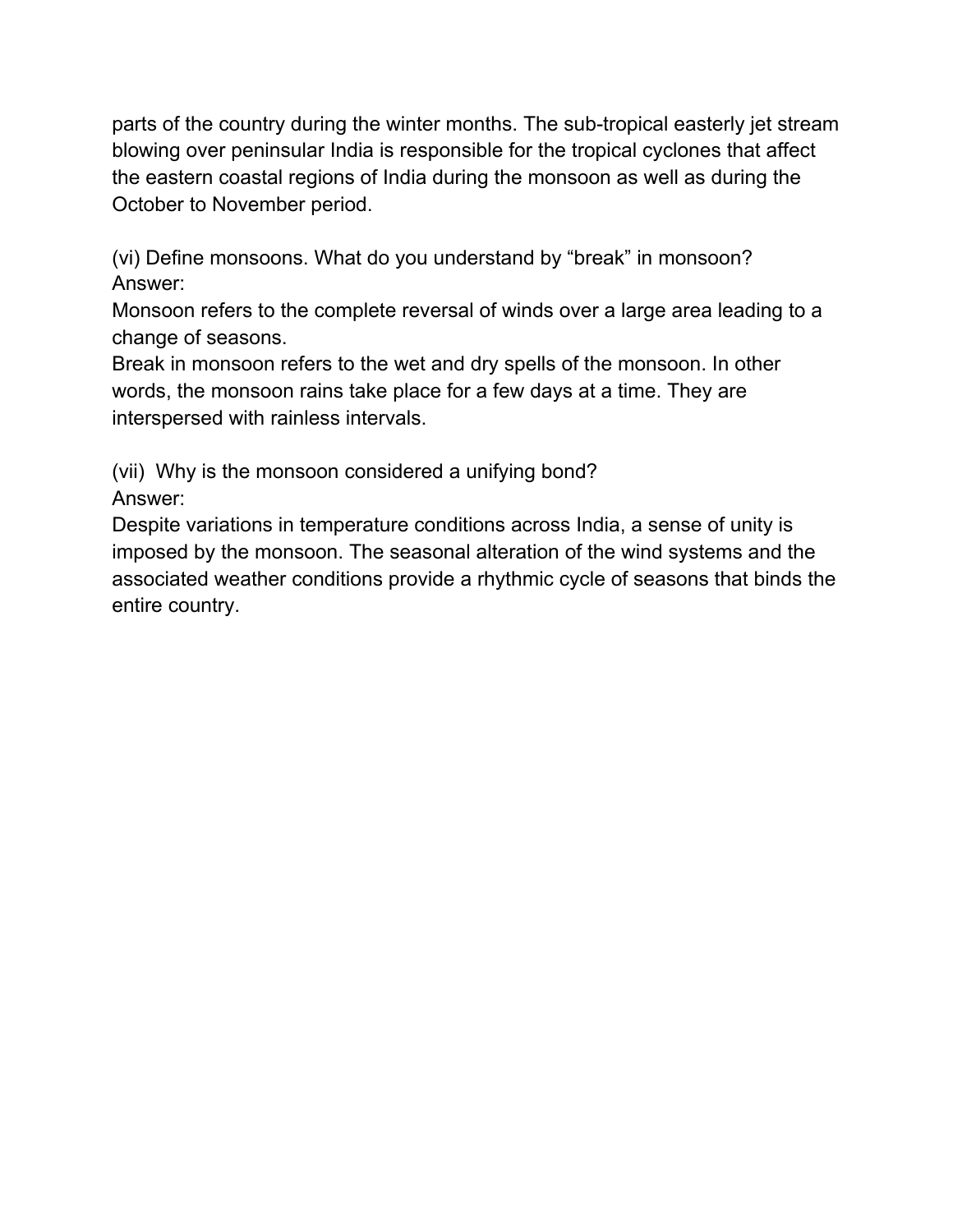parts of the country during the winter months. The sub-tropical easterly jet stream blowing over peninsular India is responsible for the tropical cyclones that affect the eastern coastal regions of India during the monsoon as well as during the October to November period.

(vi) Define monsoons. What do you understand by “break” in monsoon?
Answer:
Monsoon refers to the complete reversal of winds over a large area leading to a change of seasons.
Break in monsoon refers to the wet and dry spells of the monsoon. In other words, the monsoon rains take place for a few days at a time. They are interspersed with rainless intervals.

(vii) Why is the monsoon considered a unifying bond?
Answer:
Despite variations in temperature conditions across India, a sense of unity is imposed by the monsoon. The seasonal alteration of the wind systems and the associated weather conditions provide a rhythmic cycle of seasons that binds the entire country.